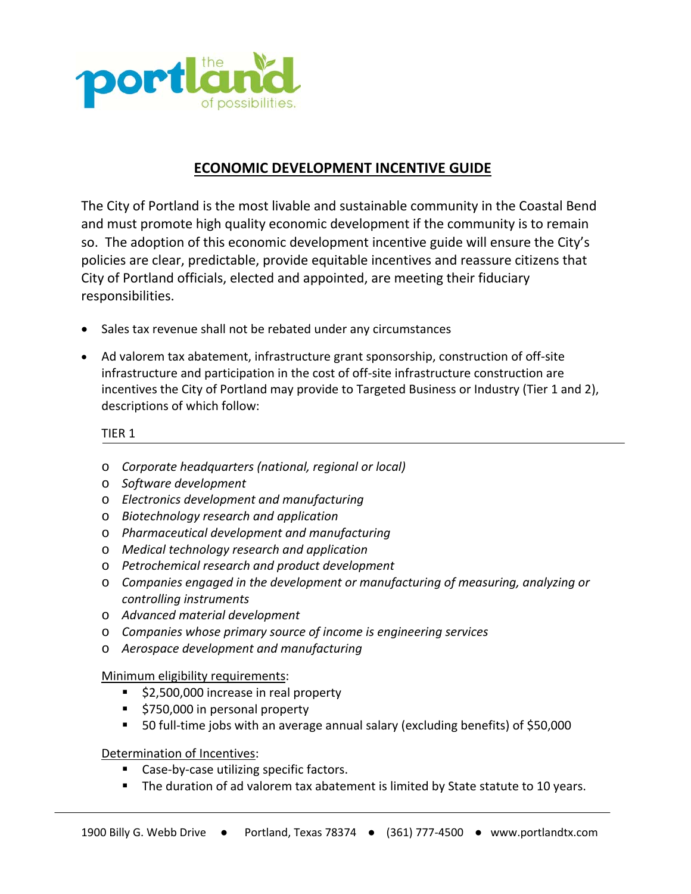# ECONOMIC DEVELOPMENT INCENTIVE GUIDE

The City of Portland is the most livable and sustainable community in the Coastal Bend and must promote high quality economic development if the community is to remain so. The adoption of this economic development incentive guide will ensure the City's policies are clear, predictable, provide equitable incentives and reassure citizens that City of Portland officials, elected and appointed, are meeting their fiduciary responsibilities.

- Sales tax revenue shall not be rebated under any circumstances
- Ad valorem tax abatement, infrastructure grant sponsorship, construction of off-site infrastructure and participation in the cost of off-site infrastructure construction are incentives the City of Portland may provide to Targeted Business or Industry (Tier 1 and 2), descriptions of which follow:

## TIER 1

- *Corporate headquarters (national, regional or local)*
- *Software development*
- *Electronics development and manufacturing*
- *Biotechnology research and application*
- *Pharmaceutical development and manufacturing*
- *Medical technology research and application*
- *Petrochemical research and product development*
- *Companies engaged in the development or manufacturing of measuring, analyzing or controlling instruments*
- *Advanced material development*
- *Companies whose primary source of income is engineering services*
- *Aerospace development and manufacturing*

Minimum eligibility requirements:

- $2,500,000 increase in real property
- $750,000 in personal property
- 50 full-time jobs with an average annual salary (excluding benefits) of $50,000

Determination of Incentives:

- Case-by-case utilizing specific factors.
- The duration of ad valorem tax abatement is limited by State statute to 10 years.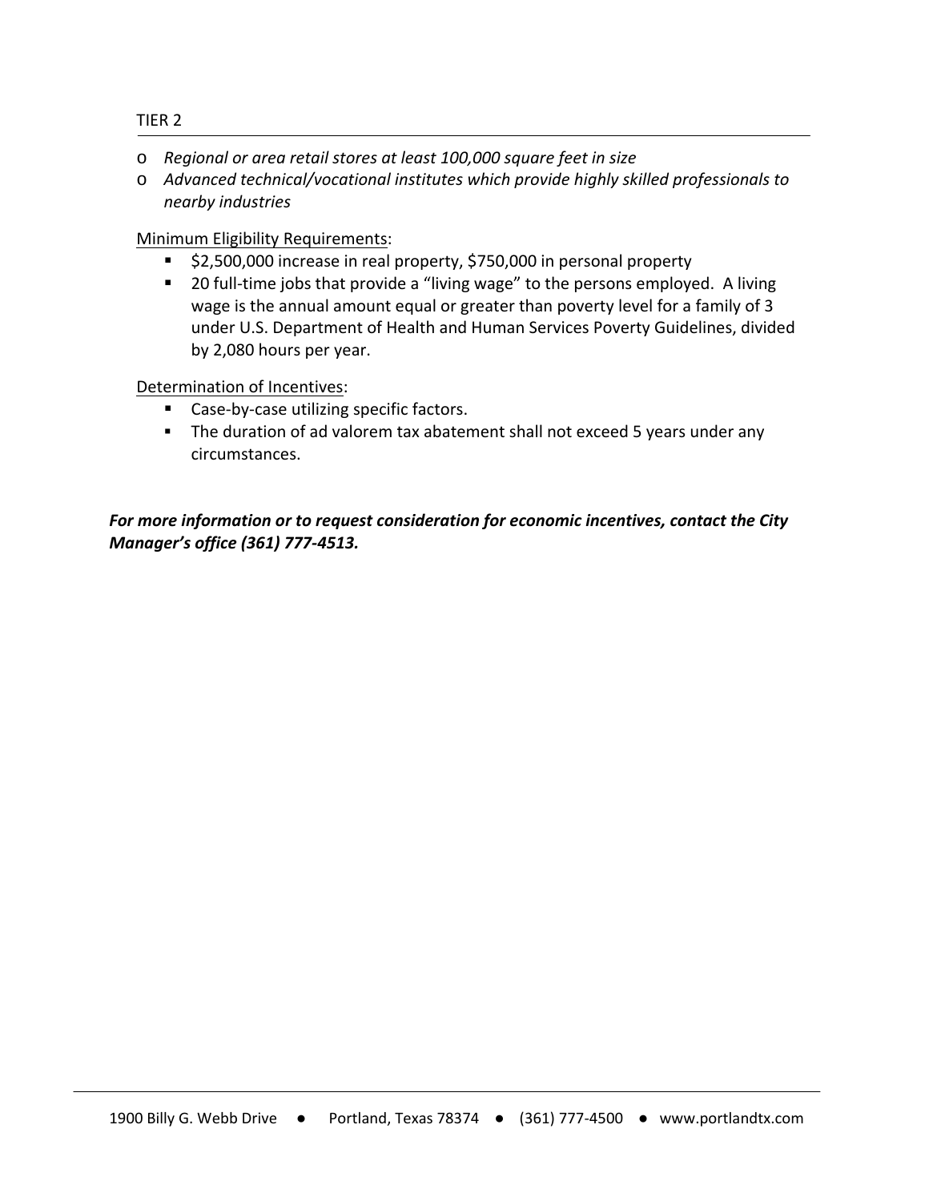TIER 2

- *Regional or area retail stores at least 100,000 square feet in size*
- *Advanced technical/vocational institutes which provide highly skilled professionals to nearby industries*

Minimum Eligibility Requirements:

- $2,500,000 increase in real property, $750,000 in personal property
- 20 full-time jobs that provide a "living wage" to the persons employed. A living wage is the annual amount equal or greater than poverty level for a family of 3 under U.S. Department of Health and Human Services Poverty Guidelines, divided by 2,080 hours per year.

Determination of Incentives:

- Case-by-case utilizing specific factors.
- The duration of ad valorem tax abatement shall not exceed 5 years under any circumstances.

***For more information or to request consideration for economic incentives, contact the City Manager's office (361) 777-4513.***